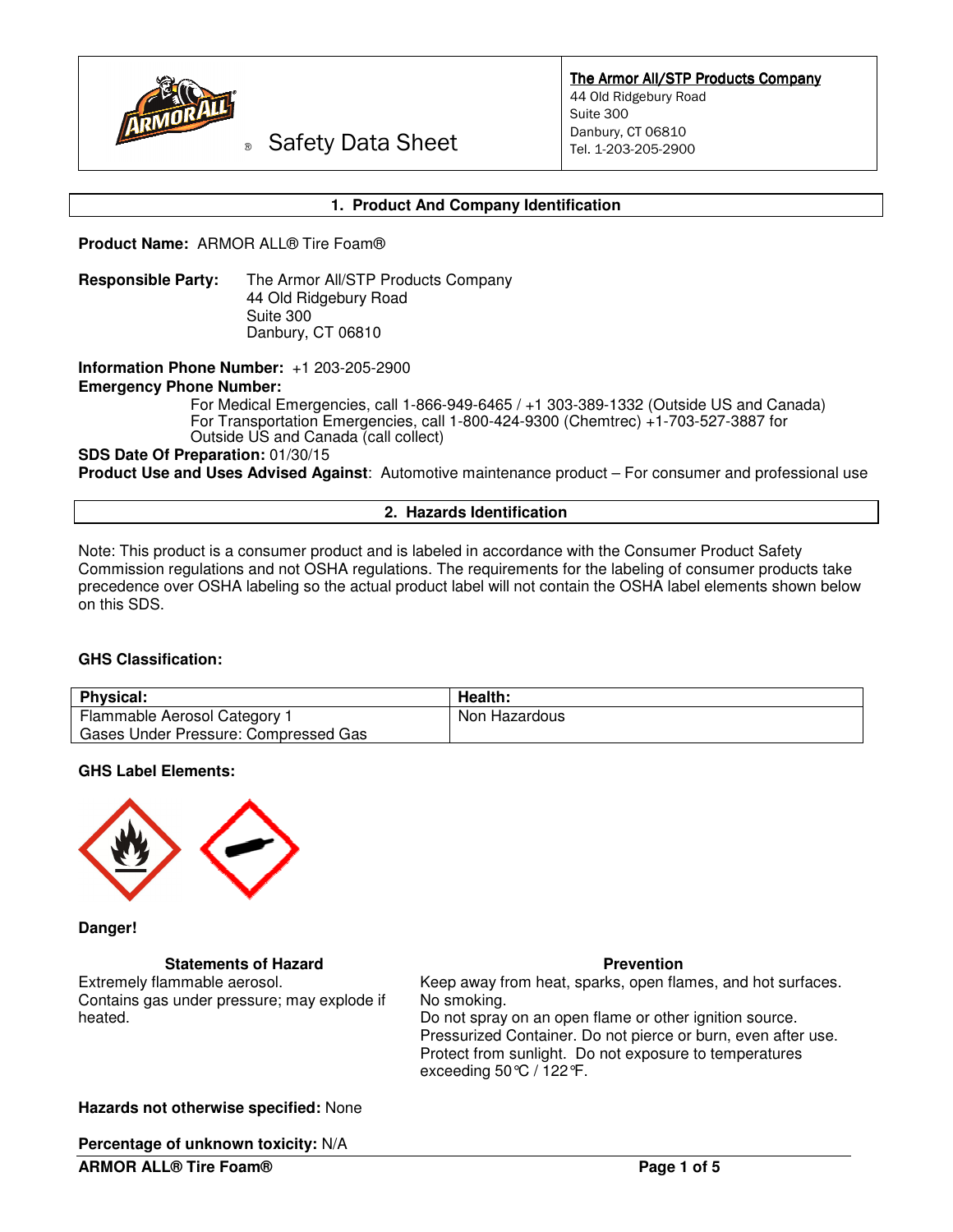Safety Data Sheet

**The Armor All/STP Products Company**
44 Old Ridgebury Road
Suite 300
Danbury, CT 06810
Tel. 1-203-205-2900

## 1. Product And Company Identification

**Product Name:** ARMOR ALL® Tire Foam®

**Responsible Party:** The Armor All/STP Products Company
44 Old Ridgebury Road
Suite 300
Danbury, CT 06810

**Information Phone Number:** +1 203-205-2900
**Emergency Phone Number:**
For Medical Emergencies, call 1-866-949-6465 / +1 303-389-1332 (Outside US and Canada)
For Transportation Emergencies, call 1-800-424-9300 (Chemtrec) +1-703-527-3887 for Outside US and Canada (call collect)
**SDS Date Of Preparation:** 01/30/15
**Product Use and Uses Advised Against**: Automotive maintenance product – For consumer and professional use

## 2. Hazards Identification

Note: This product is a consumer product and is labeled in accordance with the Consumer Product Safety Commission regulations and not OSHA regulations. The requirements for the labeling of consumer products take precedence over OSHA labeling so the actual product label will not contain the OSHA label elements shown below on this SDS.

**GHS Classification:**

| **Physical:** | **Health:** |
|---|---|
| Flammable Aerosol Category 1<br>Gases Under Pressure: Compressed Gas | Non Hazardous |

**GHS Label Elements:**

**Danger!**

**Statements of Hazard**

Extremely flammable aerosol.
Contains gas under pressure; may explode if heated.

**Prevention**

Keep away from heat, sparks, open flames, and hot surfaces. No smoking.
Do not spray on an open flame or other ignition source.
Pressurized Container. Do not pierce or burn, even after use.
Protect from sunlight. Do not exposure to temperatures exceeding 50°C / 122°F.

**Hazards not otherwise specified:** None

**Percentage of unknown toxicity:** N/A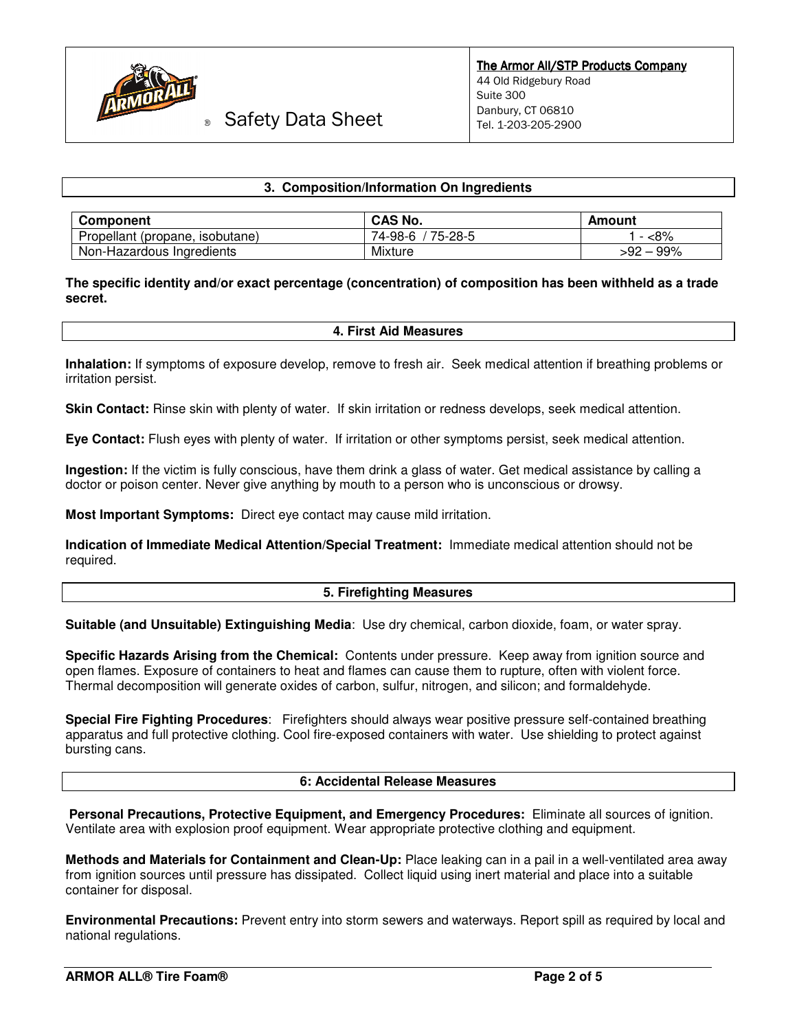## 3. Composition/Information On Ingredients

| Component | CAS No. | Amount |
|---|---|---|
| Propellant (propane, isobutane) | 74-98-6 / 75-28-5 | 1 - <8% |
| Non-Hazardous Ingredients | Mixture | >92 – 99% |

**The specific identity and/or exact percentage (concentration) of composition has been withheld as a trade secret.**

## 4. First Aid Measures

**Inhalation:** If symptoms of exposure develop, remove to fresh air. Seek medical attention if breathing problems or irritation persist.

**Skin Contact:** Rinse skin with plenty of water. If skin irritation or redness develops, seek medical attention.

**Eye Contact:** Flush eyes with plenty of water. If irritation or other symptoms persist, seek medical attention.

**Ingestion:** If the victim is fully conscious, have them drink a glass of water. Get medical assistance by calling a doctor or poison center. Never give anything by mouth to a person who is unconscious or drowsy.

**Most Important Symptoms:** Direct eye contact may cause mild irritation.

**Indication of Immediate Medical Attention/Special Treatment:** Immediate medical attention should not be required.

## 5. Firefighting Measures

**Suitable (and Unsuitable) Extinguishing Media**: Use dry chemical, carbon dioxide, foam, or water spray.

**Specific Hazards Arising from the Chemical:** Contents under pressure. Keep away from ignition source and open flames. Exposure of containers to heat and flames can cause them to rupture, often with violent force. Thermal decomposition will generate oxides of carbon, sulfur, nitrogen, and silicon; and formaldehyde.

**Special Fire Fighting Procedures**: Firefighters should always wear positive pressure self-contained breathing apparatus and full protective clothing. Cool fire-exposed containers with water. Use shielding to protect against bursting cans.

## 6: Accidental Release Measures

**Personal Precautions, Protective Equipment, and Emergency Procedures:** Eliminate all sources of ignition. Ventilate area with explosion proof equipment. Wear appropriate protective clothing and equipment.

**Methods and Materials for Containment and Clean-Up:** Place leaking can in a pail in a well-ventilated area away from ignition sources until pressure has dissipated. Collect liquid using inert material and place into a suitable container for disposal.

**Environmental Precautions:** Prevent entry into storm sewers and waterways. Report spill as required by local and national regulations.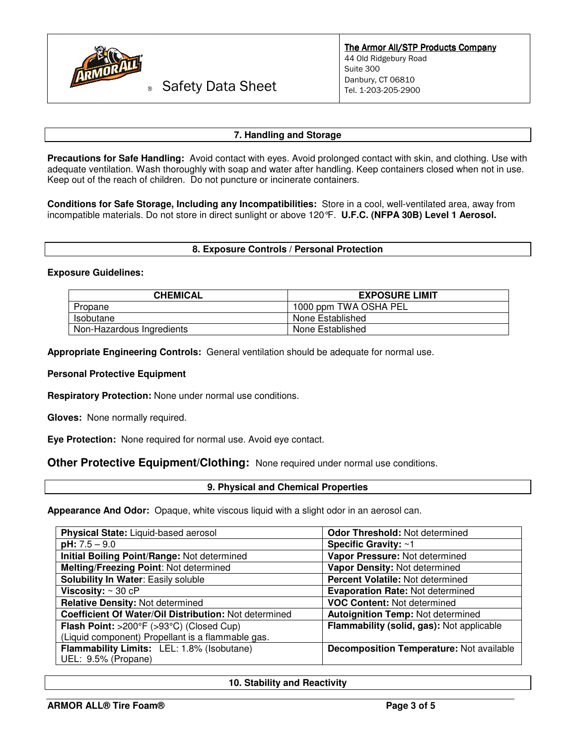## 7. Handling and Storage

**Precautions for Safe Handling:** Avoid contact with eyes. Avoid prolonged contact with skin, and clothing. Use with adequate ventilation. Wash thoroughly with soap and water after handling. Keep containers closed when not in use. Keep out of the reach of children. Do not puncture or incinerate containers.

**Conditions for Safe Storage, Including any Incompatibilities:** Store in a cool, well-ventilated area, away from incompatible materials. Do not store in direct sunlight or above 120°F. **U.F.C. (NFPA 30B) Level 1 Aerosol.**

## 8. Exposure Controls / Personal Protection

**Exposure Guidelines:**

| CHEMICAL | EXPOSURE LIMIT |
|---|---|
| Propane | 1000 ppm TWA OSHA PEL |
| Isobutane | None Established |
| Non-Hazardous Ingredients | None Established |

**Appropriate Engineering Controls:** General ventilation should be adequate for normal use.

**Personal Protective Equipment**

**Respiratory Protection:** None under normal use conditions.

**Gloves:** None normally required.

**Eye Protection:** None required for normal use. Avoid eye contact.

**Other Protective Equipment/Clothing:** None required under normal use conditions.

## 9. Physical and Chemical Properties

**Appearance And Odor:** Opaque, white viscous liquid with a slight odor in an aerosol can.

| | |
|---|---|
| **Physical State:** Liquid-based aerosol | **Odor Threshold:** Not determined |
| **pH:** 7.5 – 9.0 | **Specific Gravity:** ~1 |
| **Initial Boiling Point/Range:** Not determined | **Vapor Pressure:** Not determined |
| **Melting/Freezing Point**: Not determined | **Vapor Density:** Not determined |
| **Solubility In Water**: Easily soluble | **Percent Volatile:** Not determined |
| **Viscosity:** ~ 30 cP | **Evaporation Rate:** Not determined |
| **Relative Density:** Not determined | **VOC Content:** Not determined |
| **Coefficient Of Water/Oil Distribution:** Not determined | **Autoignition Temp:** Not determined |
| **Flash Point:** >200°F (>93°C) (Closed Cup) (Liquid component) Propellant is a flammable gas. | **Flammability (solid, gas):** Not applicable |
| **Flammability Limits:** LEL: 1.8% (Isobutane) UEL: 9.5% (Propane) | **Decomposition Temperature:** Not available |

## 10. Stability and Reactivity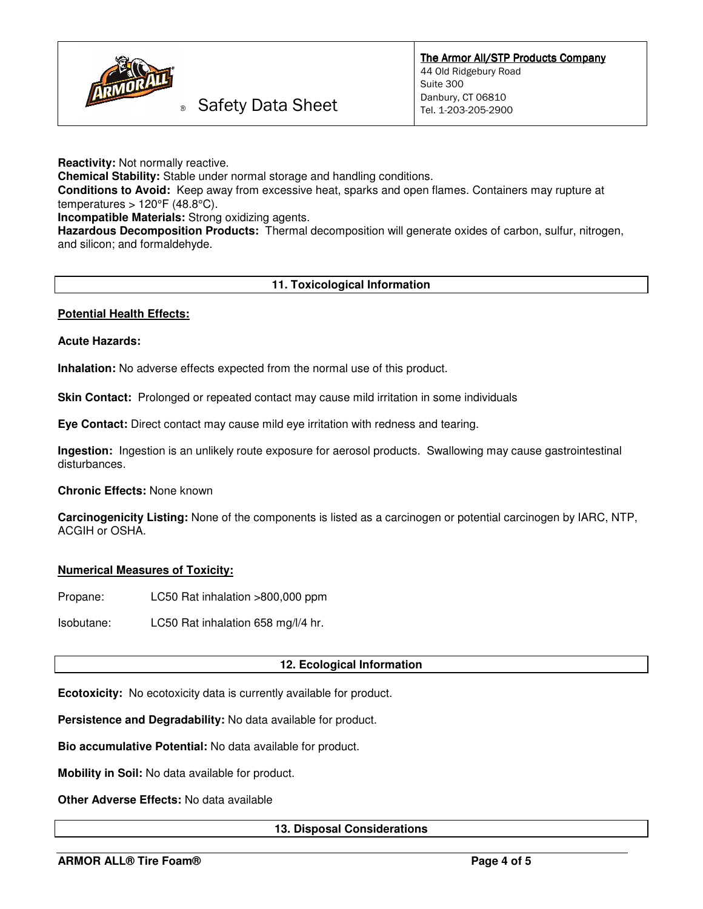**Reactivity:** Not normally reactive.
**Chemical Stability:** Stable under normal storage and handling conditions.
**Conditions to Avoid:** Keep away from excessive heat, sparks and open flames. Containers may rupture at temperatures > 120°F (48.8°C).
**Incompatible Materials:** Strong oxidizing agents.
**Hazardous Decomposition Products:** Thermal decomposition will generate oxides of carbon, sulfur, nitrogen, and silicon; and formaldehyde.

## 11. Toxicological Information

**Potential Health Effects:**

**Acute Hazards:**

**Inhalation:** No adverse effects expected from the normal use of this product.

**Skin Contact:** Prolonged or repeated contact may cause mild irritation in some individuals

**Eye Contact:** Direct contact may cause mild eye irritation with redness and tearing.

**Ingestion:** Ingestion is an unlikely route exposure for aerosol products. Swallowing may cause gastrointestinal disturbances.

**Chronic Effects:** None known

**Carcinogenicity Listing:** None of the components is listed as a carcinogen or potential carcinogen by IARC, NTP, ACGIH or OSHA.

**Numerical Measures of Toxicity:**

Propane: LC50 Rat inhalation >800,000 ppm

Isobutane: LC50 Rat inhalation 658 mg/l/4 hr.

## 12. Ecological Information

**Ecotoxicity:** No ecotoxicity data is currently available for product.

**Persistence and Degradability:** No data available for product.

**Bio accumulative Potential:** No data available for product.

**Mobility in Soil:** No data available for product.

**Other Adverse Effects:** No data available

## 13. Disposal Considerations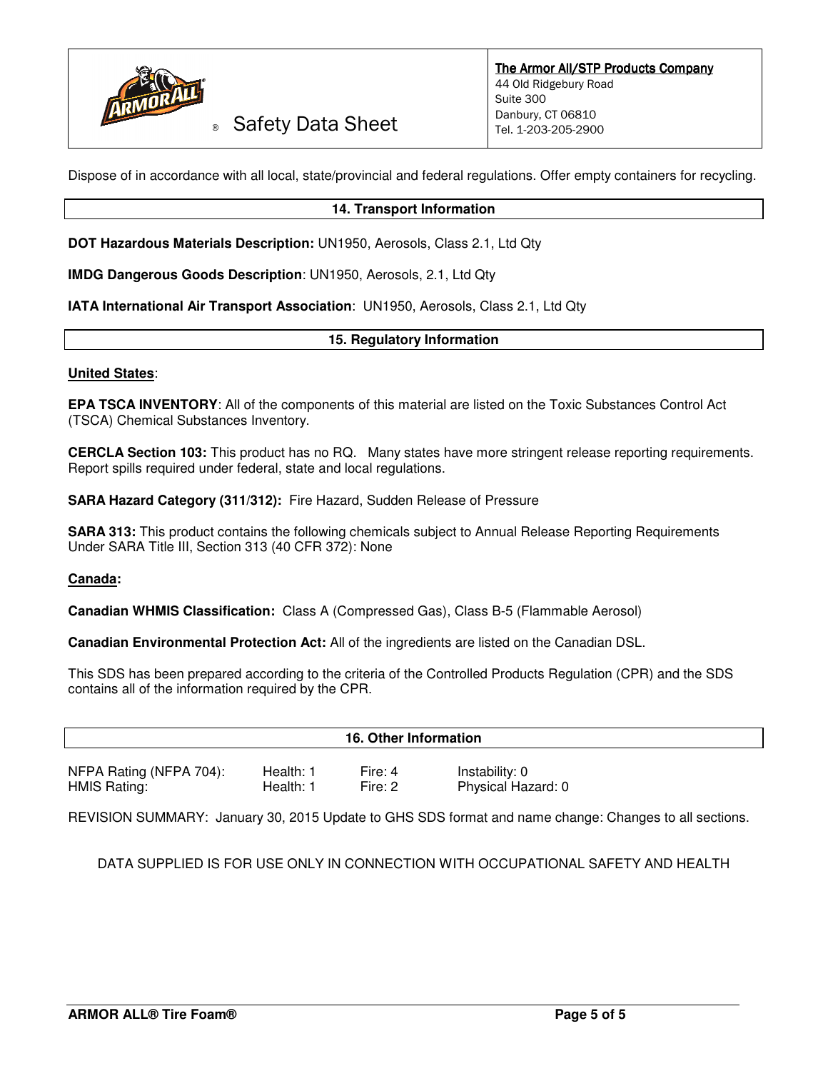Dispose of in accordance with all local, state/provincial and federal regulations. Offer empty containers for recycling.

## 14. Transport Information

**DOT Hazardous Materials Description:** UN1950, Aerosols, Class 2.1, Ltd Qty

**IMDG Dangerous Goods Description**: UN1950, Aerosols, 2.1, Ltd Qty

**IATA International Air Transport Association**: UN1950, Aerosols, Class 2.1, Ltd Qty

## 15. Regulatory Information

**United States**:

**EPA TSCA INVENTORY**: All of the components of this material are listed on the Toxic Substances Control Act (TSCA) Chemical Substances Inventory.

**CERCLA Section 103:** This product has no RQ. Many states have more stringent release reporting requirements. Report spills required under federal, state and local regulations.

**SARA Hazard Category (311/312):** Fire Hazard, Sudden Release of Pressure

**SARA 313:** This product contains the following chemicals subject to Annual Release Reporting Requirements Under SARA Title III, Section 313 (40 CFR 372): None

**Canada:**

**Canadian WHMIS Classification:** Class A (Compressed Gas), Class B-5 (Flammable Aerosol)

**Canadian Environmental Protection Act:** All of the ingredients are listed on the Canadian DSL.

This SDS has been prepared according to the criteria of the Controlled Products Regulation (CPR) and the SDS contains all of the information required by the CPR.

## 16. Other Information

| | | | |
|---|---|---|---|
| NFPA Rating (NFPA 704): | Health: 1 | Fire: 4 | Instability: 0 |
| HMIS Rating: | Health: 1 | Fire: 2 | Physical Hazard: 0 |

REVISION SUMMARY: January 30, 2015 Update to GHS SDS format and name change: Changes to all sections.

DATA SUPPLIED IS FOR USE ONLY IN CONNECTION WITH OCCUPATIONAL SAFETY AND HEALTH